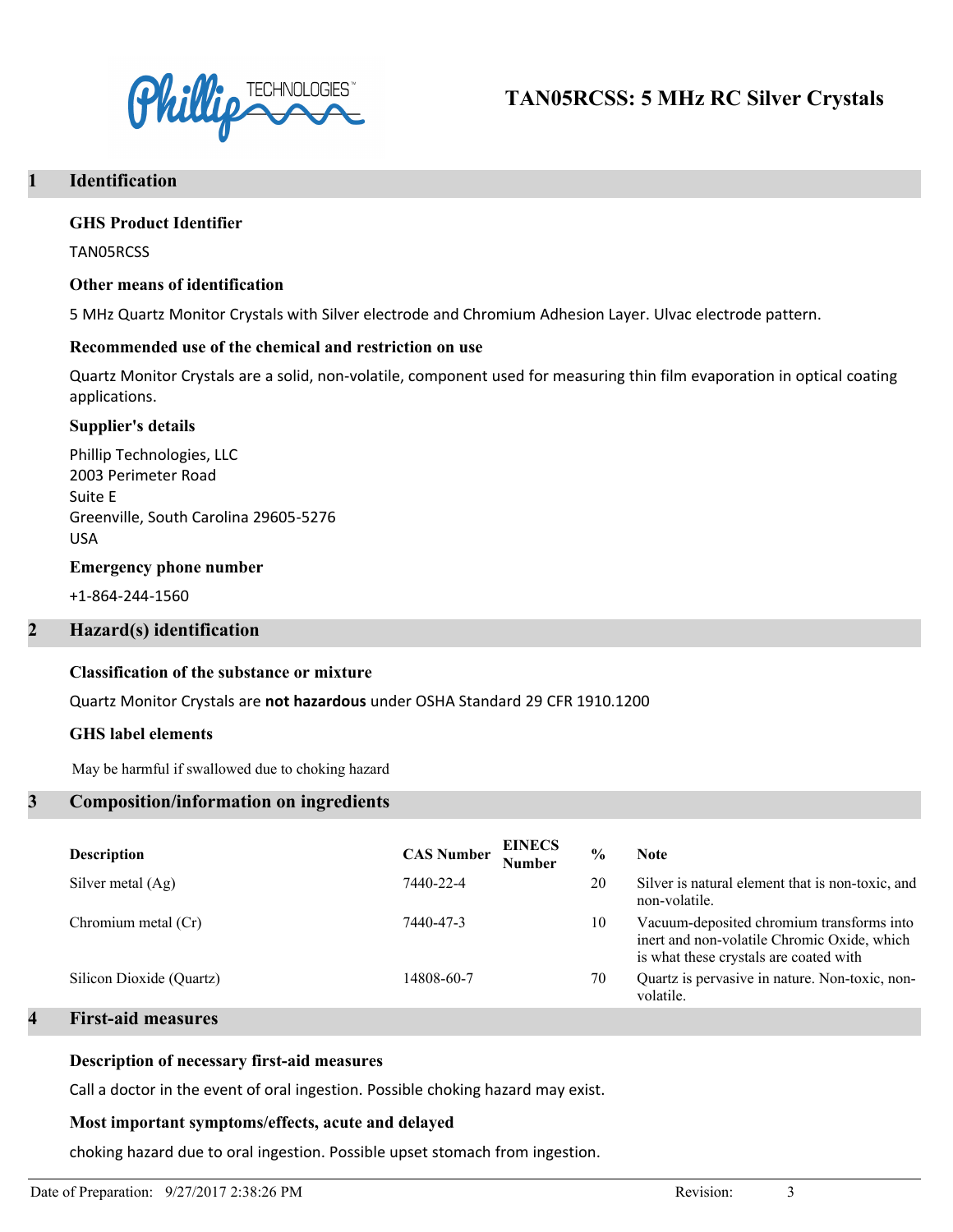# TAN05RCSS: 5 MHz RC Silver Crystals

## 1 Identification

### GHS Product Identifier

TAN05RCSS

### Other means of identification

5 MHz Quartz Monitor Crystals with Silver electrode and Chromium Adhesion Layer. Ulvac electrode pattern.

### Recommended use of the chemical and restriction on use

Quartz Monitor Crystals are a solid, non-volatile, component used for measuring thin film evaporation in optical coating applications.

### Supplier's details

Phillip Technologies, LLC
2003 Perimeter Road
Suite E
Greenville, South Carolina 29605-5276
USA

### Emergency phone number

+1-864-244-1560

## 2 Hazard(s) identification

### Classification of the substance or mixture

Quartz Monitor Crystals are **not hazardous** under OSHA Standard 29 CFR 1910.1200

### GHS label elements

May be harmful if swallowed due to choking hazard

## 3 Composition/information on ingredients

| Description | CAS Number | EINECS Number | % | Note |
|---|---|---|---|---|
| Silver metal (Ag) | 7440-22-4 | | 20 | Silver is natural element that is non-toxic, and non-volatile. |
| Chromium metal (Cr) | 7440-47-3 | | 10 | Vacuum-deposited chromium transforms into inert and non-volatile Chromic Oxide, which is what these crystals are coated with |
| Silicon Dioxide (Quartz) | 14808-60-7 | | 70 | Quartz is pervasive in nature. Non-toxic, non-volatile. |

## 4 First-aid measures

### Description of necessary first-aid measures

Call a doctor in the event of oral ingestion. Possible choking hazard may exist.

### Most important symptoms/effects, acute and delayed

choking hazard due to oral ingestion. Possible upset stomach from ingestion.

Date of Preparation: 9/27/2017 2:38:26 PM    Revision: 3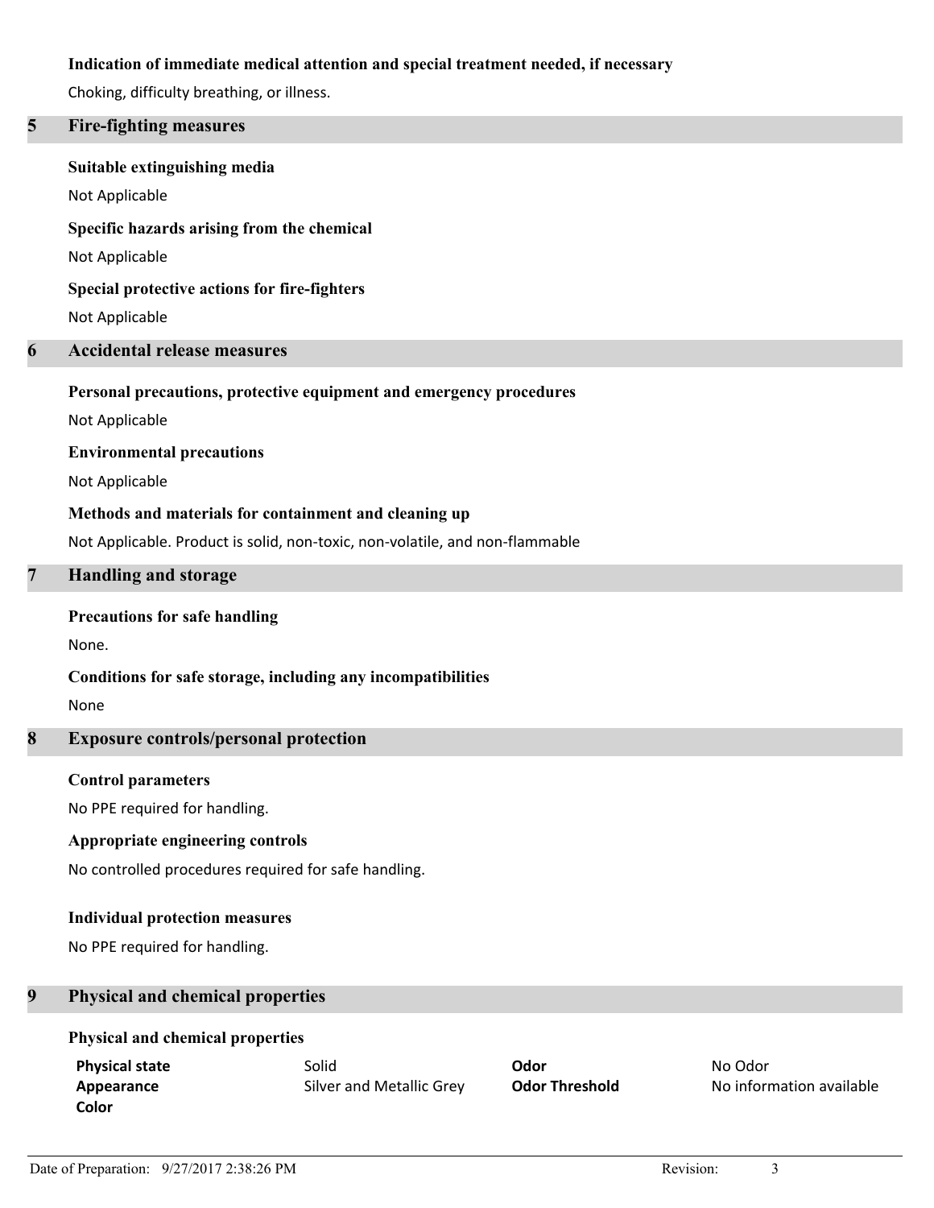**Indication of immediate medical attention and special treatment needed, if necessary**

Choking, difficulty breathing, or illness.

## 5 Fire-fighting measures

**Suitable extinguishing media**

Not Applicable

**Specific hazards arising from the chemical**

Not Applicable

**Special protective actions for fire-fighters**

Not Applicable

## 6 Accidental release measures

**Personal precautions, protective equipment and emergency procedures**

Not Applicable

**Environmental precautions**

Not Applicable

**Methods and materials for containment and cleaning up**

Not Applicable. Product is solid, non-toxic, non-volatile, and non-flammable

## 7 Handling and storage

**Precautions for safe handling**

None.

**Conditions for safe storage, including any incompatibilities**

None

## 8 Exposure controls/personal protection

**Control parameters**

No PPE required for handling.

**Appropriate engineering controls**

No controlled procedures required for safe handling.

**Individual protection measures**

No PPE required for handling.

## 9 Physical and chemical properties

**Physical and chemical properties**

| | | | |
|---|---|---|---|
| **Physical state** | Solid | **Odor** | No Odor |
| **Appearance** | Silver and Metallic Grey | **Odor Threshold** | No information available |
| **Color** | | | |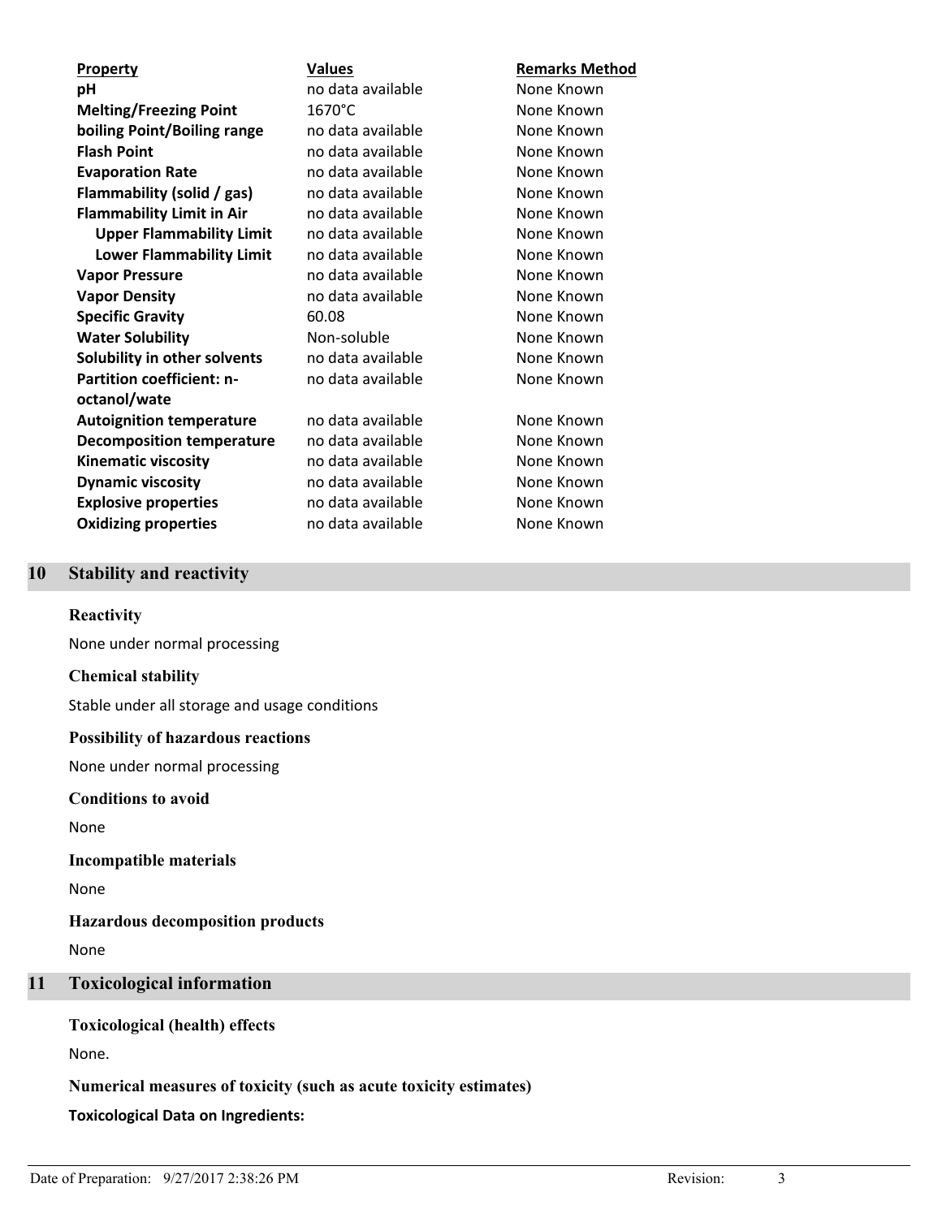| Property | Values | Remarks Method |
|---|---|---|
| **pH** | no data available | None Known |
| **Melting/Freezing Point** | 1670°C | None Known |
| **boiling Point/Boiling range** | no data available | None Known |
| **Flash Point** | no data available | None Known |
| **Evaporation Rate** | no data available | None Known |
| **Flammability (solid / gas)** | no data available | None Known |
| **Flammability Limit in Air** | no data available | None Known |
| **Upper Flammability Limit** | no data available | None Known |
| **Lower Flammability Limit** | no data available | None Known |
| **Vapor Pressure** | no data available | None Known |
| **Vapor Density** | no data available | None Known |
| **Specific Gravity** | 60.08 | None Known |
| **Water Solubility** | Non-soluble | None Known |
| **Solubility in other solvents** | no data available | None Known |
| **Partition coefficient: n-octanol/wate** | no data available | None Known |
| **Autoignition temperature** | no data available | None Known |
| **Decomposition temperature** | no data available | None Known |
| **Kinematic viscosity** | no data available | None Known |
| **Dynamic viscosity** | no data available | None Known |
| **Explosive properties** | no data available | None Known |
| **Oxidizing properties** | no data available | None Known |

## 10 Stability and reactivity

### Reactivity

None under normal processing

### Chemical stability

Stable under all storage and usage conditions

### Possibility of hazardous reactions

None under normal processing

### Conditions to avoid

None

### Incompatible materials

None

### Hazardous decomposition products

None

## 11 Toxicological information

### Toxicological (health) effects

None.

### Numerical measures of toxicity (such as acute toxicity estimates)

**Toxicological Data on Ingredients:**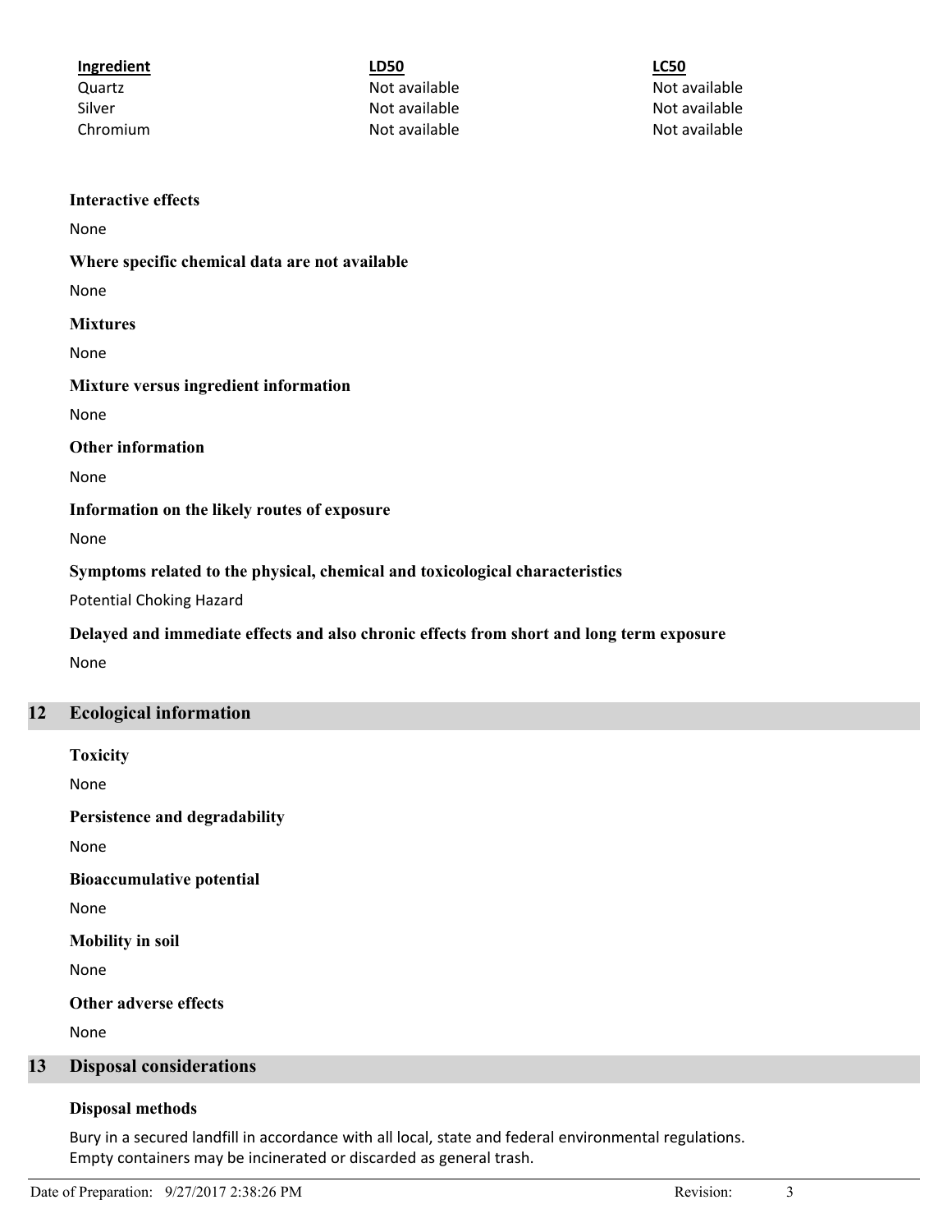| Ingredient | LD50 | LC50 |
| --- | --- | --- |
| Quartz | Not available | Not available |
| Silver | Not available | Not available |
| Chromium | Not available | Not available |

### Interactive effects

None

### Where specific chemical data are not available

None

### Mixtures

None

### Mixture versus ingredient information

None

### Other information

None

### Information on the likely routes of exposure

None

### Symptoms related to the physical, chemical and toxicological characteristics

Potential Choking Hazard

### Delayed and immediate effects and also chronic effects from short and long term exposure

None

## 12 Ecological information

### Toxicity

None

### Persistence and degradability

None

### Bioaccumulative potential

None

### Mobility in soil

None

### Other adverse effects

None

## 13 Disposal considerations

### Disposal methods

Bury in a secured landfill in accordance with all local, state and federal environmental regulations.
Empty containers may be incinerated or discarded as general trash.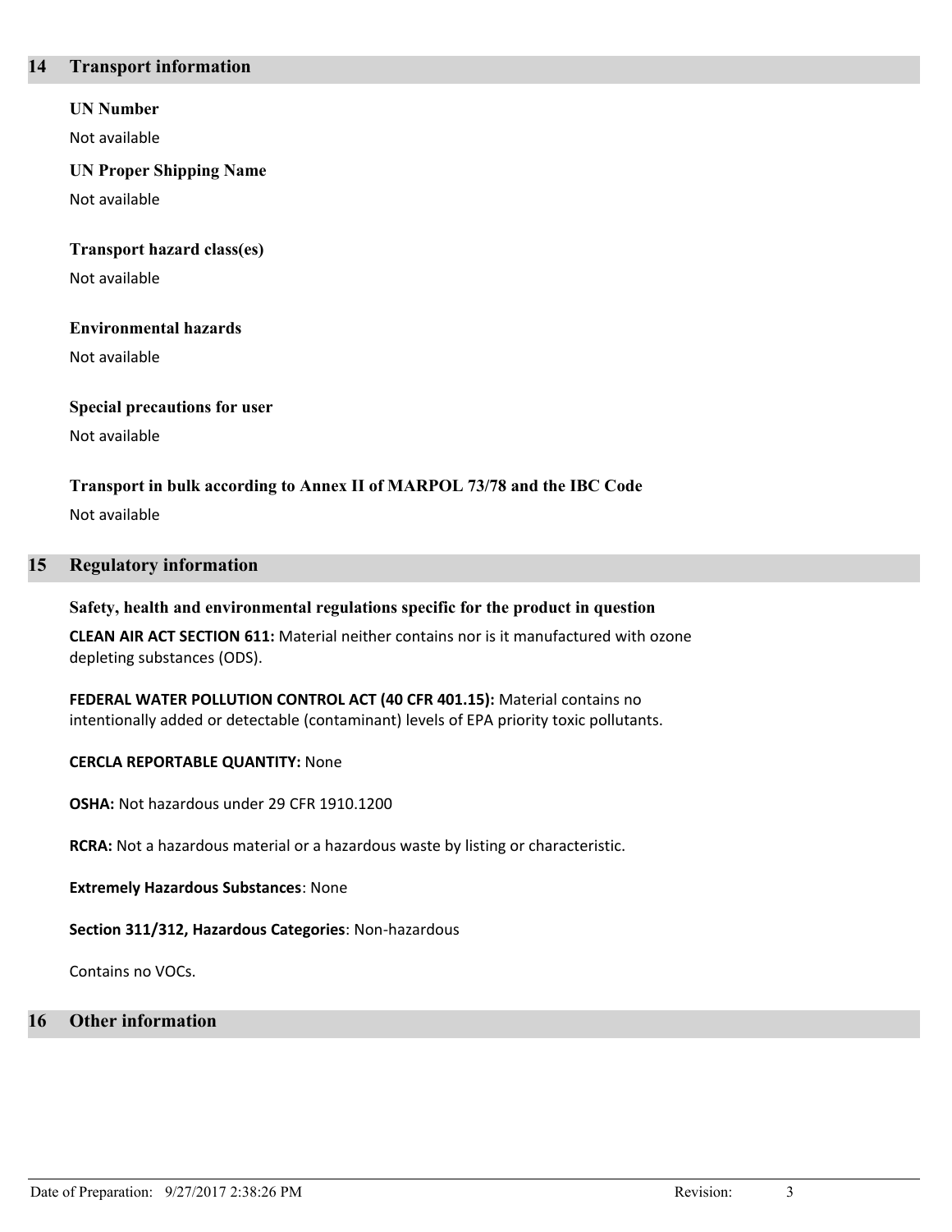## 14 Transport information

**UN Number**

Not available

**UN Proper Shipping Name**

Not available

**Transport hazard class(es)**

Not available

**Environmental hazards**

Not available

**Special precautions for user**

Not available

**Transport in bulk according to Annex II of MARPOL 73/78 and the IBC Code**

Not available

## 15 Regulatory information

**Safety, health and environmental regulations specific for the product in question**

**CLEAN AIR ACT SECTION 611:** Material neither contains nor is it manufactured with ozone depleting substances (ODS).

**FEDERAL WATER POLLUTION CONTROL ACT (40 CFR 401.15):** Material contains no intentionally added or detectable (contaminant) levels of EPA priority toxic pollutants.

**CERCLA REPORTABLE QUANTITY:** None

**OSHA:** Not hazardous under 29 CFR 1910.1200

**RCRA:** Not a hazardous material or a hazardous waste by listing or characteristic.

**Extremely Hazardous Substances**: None

**Section 311/312, Hazardous Categories**: Non-hazardous

Contains no VOCs.

## 16 Other information